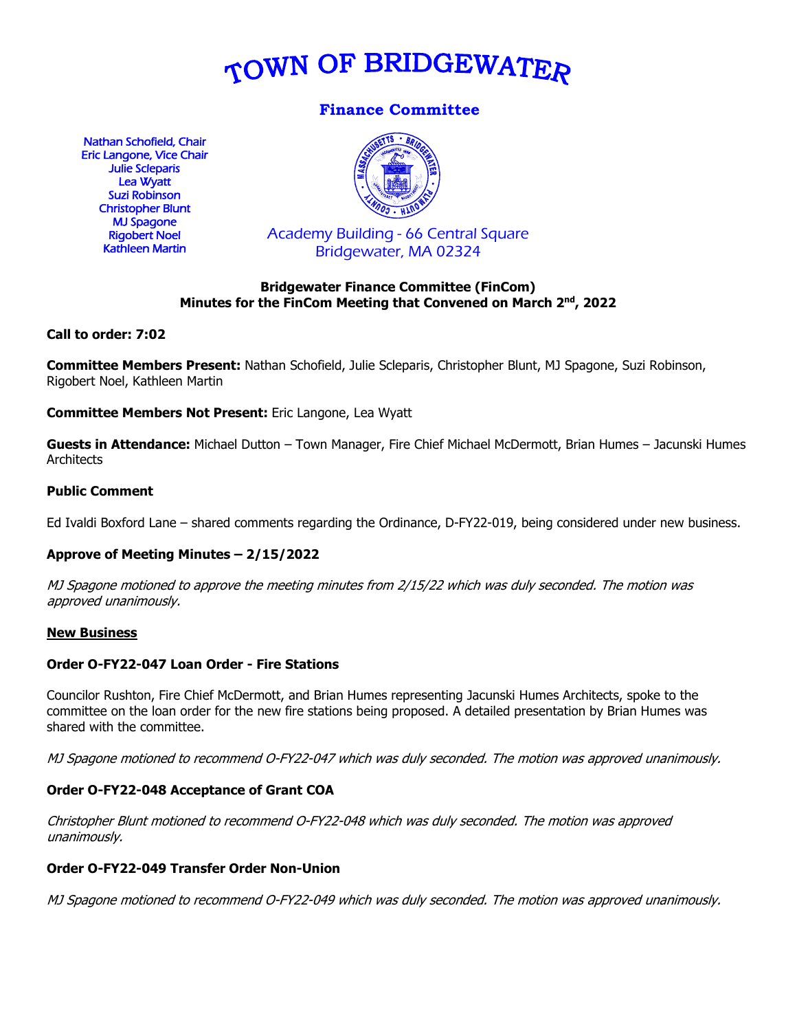# TOWN OF BRIDGEWATER

## Finance Committee

Nathan Schofield, Chair
Eric Langone, Vice Chair
Julie Scleparis
Lea Wyatt
Suzi Robinson
Christopher Blunt
MJ Spagone
Rigobert Noel
Kathleen Martin

Academy Building - 66 Central Square
Bridgewater, MA 02324

**Bridgewater Finance Committee (FinCom)**
**Minutes for the FinCom Meeting that Convened on March 2nd, 2022**

**Call to order: 7:02**

**Committee Members Present:** Nathan Schofield, Julie Scleparis, Christopher Blunt, MJ Spagone, Suzi Robinson, Rigobert Noel, Kathleen Martin

**Committee Members Not Present:** Eric Langone, Lea Wyatt

**Guests in Attendance:** Michael Dutton – Town Manager, Fire Chief Michael McDermott, Brian Humes – Jacunski Humes Architects

**Public Comment**

Ed Ivaldi Boxford Lane – shared comments regarding the Ordinance, D-FY22-019, being considered under new business.

**Approve of Meeting Minutes – 2/15/2022**

*MJ Spagone motioned to approve the meeting minutes from 2/15/22 which was duly seconded. The motion was approved unanimously.*

**New Business**

**Order O-FY22-047 Loan Order - Fire Stations**

Councilor Rushton, Fire Chief McDermott, and Brian Humes representing Jacunski Humes Architects, spoke to the committee on the loan order for the new fire stations being proposed. A detailed presentation by Brian Humes was shared with the committee.

*MJ Spagone motioned to recommend O-FY22-047 which was duly seconded. The motion was approved unanimously.*

**Order O-FY22-048 Acceptance of Grant COA**

*Christopher Blunt motioned to recommend O-FY22-048 which was duly seconded. The motion was approved unanimously.*

**Order O-FY22-049 Transfer Order Non-Union**

*MJ Spagone motioned to recommend O-FY22-049 which was duly seconded. The motion was approved unanimously.*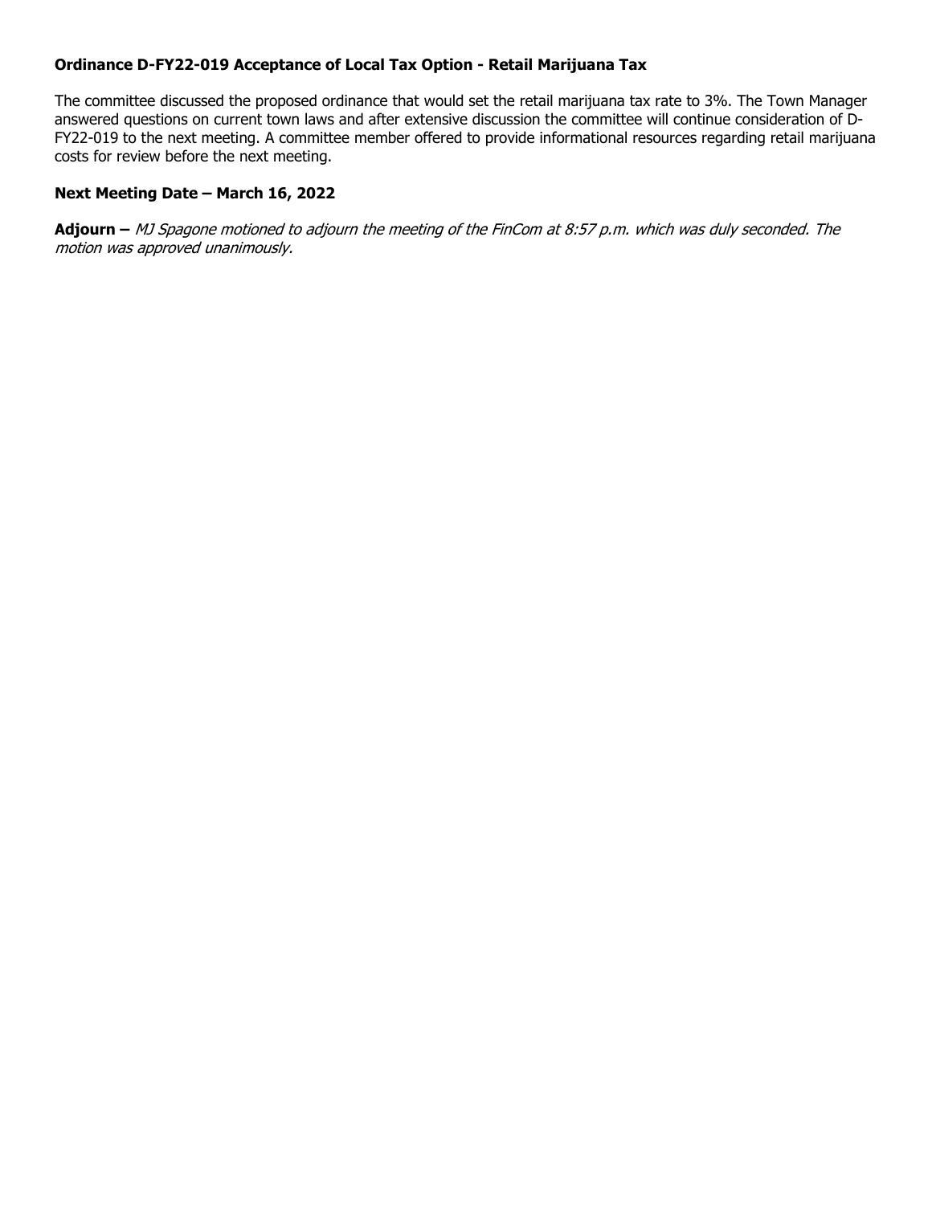**Ordinance D-FY22-019 Acceptance of Local Tax Option - Retail Marijuana Tax**

The committee discussed the proposed ordinance that would set the retail marijuana tax rate to 3%. The Town Manager answered questions on current town laws and after extensive discussion the committee will continue consideration of D-FY22-019 to the next meeting. A committee member offered to provide informational resources regarding retail marijuana costs for review before the next meeting.

**Next Meeting Date – March 16, 2022**

**Adjourn –** *MJ Spagone motioned to adjourn the meeting of the FinCom at 8:57 p.m. which was duly seconded. The motion was approved unanimously.*